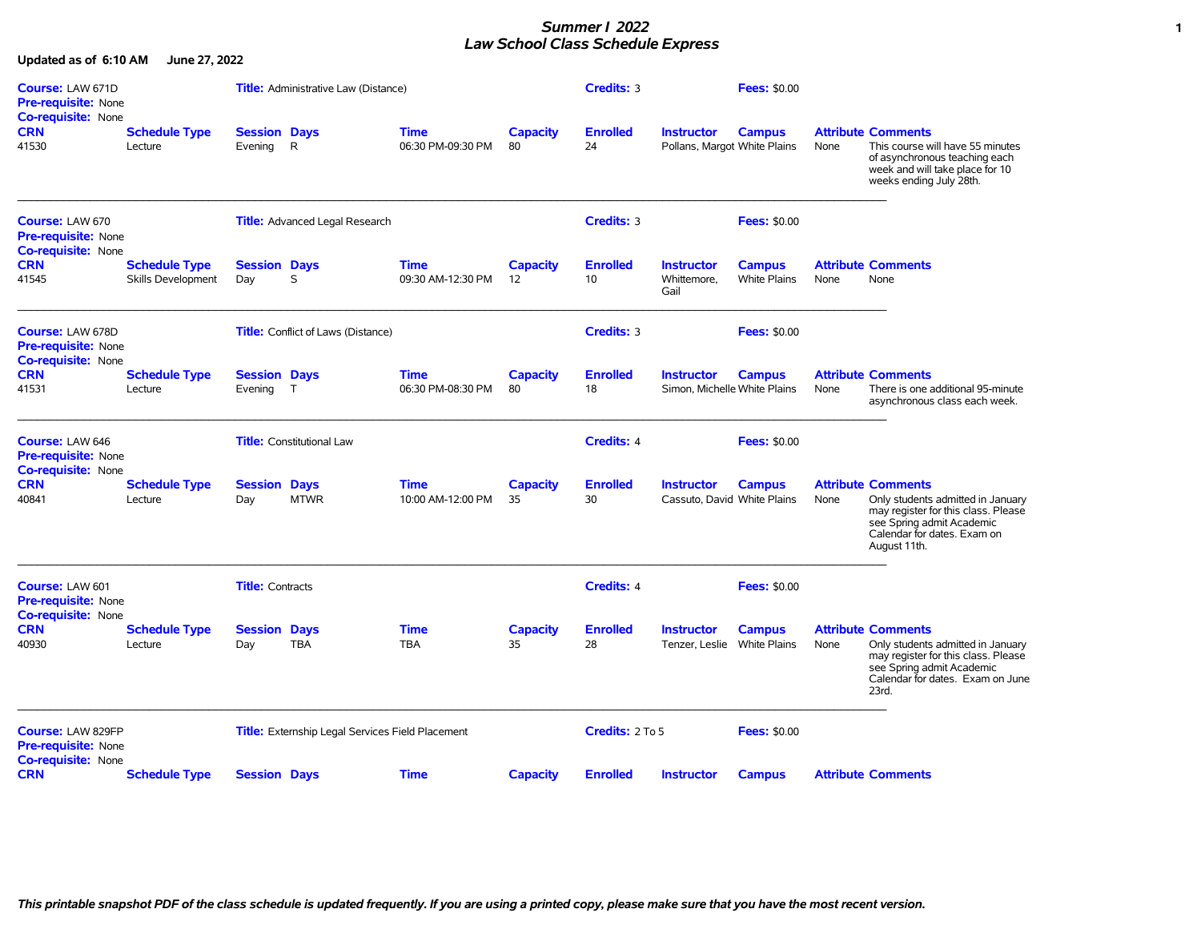# *Summer I 2022*
# *Law School Class Schedule Express*

**Updated as of 6:10 AM June 27, 2022**

**Course:** LAW 671D **Title:** Administrative Law (Distance) **Credits:** 3 **Fees:** $0.00
**Pre-requisite:** None
**Co-requisite:** None

| CRN | Schedule Type | Session | Days | Time | Capacity | Enrolled | Instructor | Campus | Attribute | Comments |
|---|---|---|---|---|---|---|---|---|---|---|
| 41530 | Lecture | Evening | R | 06:30 PM-09:30 PM | 80 | 24 | Pollans, Margot | White Plains | None | This course will have 55 minutes of asynchronous teaching each week and will take place for 10 weeks ending July 28th. |

---

**Course:** LAW 670 **Title:** Advanced Legal Research **Credits:** 3 **Fees:** $0.00
**Pre-requisite:** None
**Co-requisite:** None

| CRN | Schedule Type | Session | Days | Time | Capacity | Enrolled | Instructor | Campus | Attribute | Comments |
|---|---|---|---|---|---|---|---|---|---|---|
| 41545 | Skills Development | Day | S | 09:30 AM-12:30 PM | 12 | 10 | Whittemore, Gail | White Plains | None | None |

---

**Course:** LAW 678D **Title:** Conflict of Laws (Distance) **Credits:** 3 **Fees:** $0.00
**Pre-requisite:** None
**Co-requisite:** None

| CRN | Schedule Type | Session | Days | Time | Capacity | Enrolled | Instructor | Campus | Attribute | Comments |
|---|---|---|---|---|---|---|---|---|---|---|
| 41531 | Lecture | Evening | T | 06:30 PM-08:30 PM | 80 | 18 | Simon, Michelle | White Plains | None | There is one additional 95-minute asynchronous class each week. |

---

**Course:** LAW 646 **Title:** Constitutional Law **Credits:** 4 **Fees:** $0.00
**Pre-requisite:** None
**Co-requisite:** None

| CRN | Schedule Type | Session | Days | Time | Capacity | Enrolled | Instructor | Campus | Attribute | Comments |
|---|---|---|---|---|---|---|---|---|---|---|
| 40841 | Lecture | Day | MTWR | 10:00 AM-12:00 PM | 35 | 30 | Cassuto, David | White Plains | None | Only students admitted in January may register for this class. Please see Spring admit Academic Calendar for dates. Exam on August 11th. |

---

**Course:** LAW 601 **Title:** Contracts **Credits:** 4 **Fees:** $0.00
**Pre-requisite:** None
**Co-requisite:** None

| CRN | Schedule Type | Session | Days | Time | Capacity | Enrolled | Instructor | Campus | Attribute | Comments |
|---|---|---|---|---|---|---|---|---|---|---|
| 40930 | Lecture | Day | TBA | TBA | 35 | 28 | Tenzer, Leslie | White Plains | None | Only students admitted in January may register for this class. Please see Spring admit Academic Calendar for dates. Exam on June 23rd. |

---

**Course:** LAW 829FP **Title:** Externship Legal Services Field Placement **Credits:** 2 To 5 **Fees:** $0.00
**Pre-requisite:** None
**Co-requisite:** None

| CRN | Schedule Type | Session | Days | Time | Capacity | Enrolled | Instructor | Campus | Attribute | Comments |
|---|---|---|---|---|---|---|---|---|---|---|

*This printable snapshot PDF of the class schedule is updated frequently. If you are using a printed copy, please make sure that you have the most recent version.*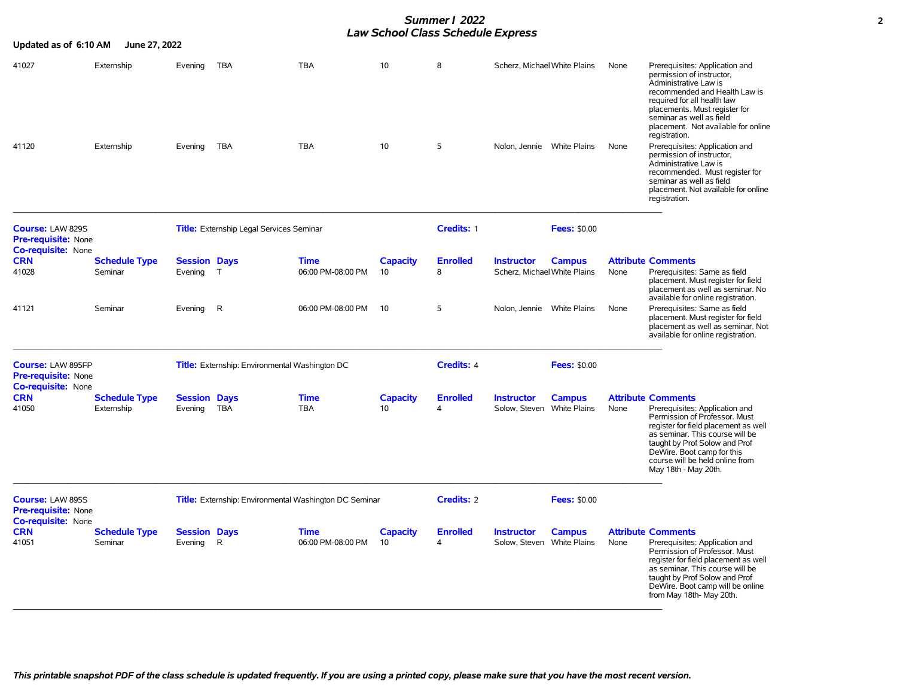**Updated as of 6:10 AM June 27, 2022**

| CRN | Schedule Type | Session | Days | Time | Capacity | Enrolled | Instructor | Campus | Attribute | Comments |
|---|---|---|---|---|---|---|---|---|---|---|
| 41027 | Externship | Evening | TBA | TBA | 10 | 8 | Scherz, Michael | White Plains | None | Prerequisites: Application and permission of instructor, Administrative Law is recommended and Health Law is required for all health law placements. Must register for seminar as well as field placement. Not available for online registration. |
| 41120 | Externship | Evening | TBA | TBA | 10 | 5 | Nolon, Jennie | White Plains | None | Prerequisites: Application and permission of instructor, Administrative Law is recommended. Must register for seminar as well as field placement. Not available for online registration. |

---

**Course:** LAW 829S **Title:** Externship Legal Services Seminar **Credits:** 1 **Fees:** $0.00
**Pre-requisite:** None
**Co-requisite:** None

| CRN | Schedule Type | Session | Days | Time | Capacity | Enrolled | Instructor | Campus | Attribute | Comments |
|---|---|---|---|---|---|---|---|---|---|---|
| 41028 | Seminar | Evening | T | 06:00 PM-08:00 PM | 10 | 8 | Scherz, Michael | White Plains | None | Prerequisites: Same as field placement. Must register for field placement as well as seminar. No available for online registration. |
| 41121 | Seminar | Evening | R | 06:00 PM-08:00 PM | 10 | 5 | Nolon, Jennie | White Plains | None | Prerequisites: Same as field placement. Must register for field placement as well as seminar. Not available for online registration. |

---

**Course:** LAW 895FP **Title:** Externship: Environmental Washington DC **Credits:** 4 **Fees:** $0.00
**Pre-requisite:** None
**Co-requisite:** None

| CRN | Schedule Type | Session | Days | Time | Capacity | Enrolled | Instructor | Campus | Attribute | Comments |
|---|---|---|---|---|---|---|---|---|---|---|
| 41050 | Externship | Evening | TBA | TBA | 10 | 4 | Solow, Steven | White Plains | None | Prerequisites: Application and Permission of Professor. Must register for field placement as well as seminar. This course will be taught by Prof Solow and Prof DeWire. Boot camp for this course will be held online from May 18th - May 20th. |

---

**Course:** LAW 895S **Title:** Externship: Environmental Washington DC Seminar **Credits:** 2 **Fees:** $0.00
**Pre-requisite:** None
**Co-requisite:** None

| CRN | Schedule Type | Session | Days | Time | Capacity | Enrolled | Instructor | Campus | Attribute | Comments |
|---|---|---|---|---|---|---|---|---|---|---|
| 41051 | Seminar | Evening | R | 06:00 PM-08:00 PM | 10 | 4 | Solow, Steven | White Plains | None | Prerequisites: Application and Permission of Professor. Must register for field placement as well as seminar. This course will be taught by Prof Solow and Prof DeWire. Boot camp will be online from May 18th- May 20th. |

---

*This printable snapshot PDF of the class schedule is updated frequently. If you are using a printed copy, please make sure that you have the most recent version.*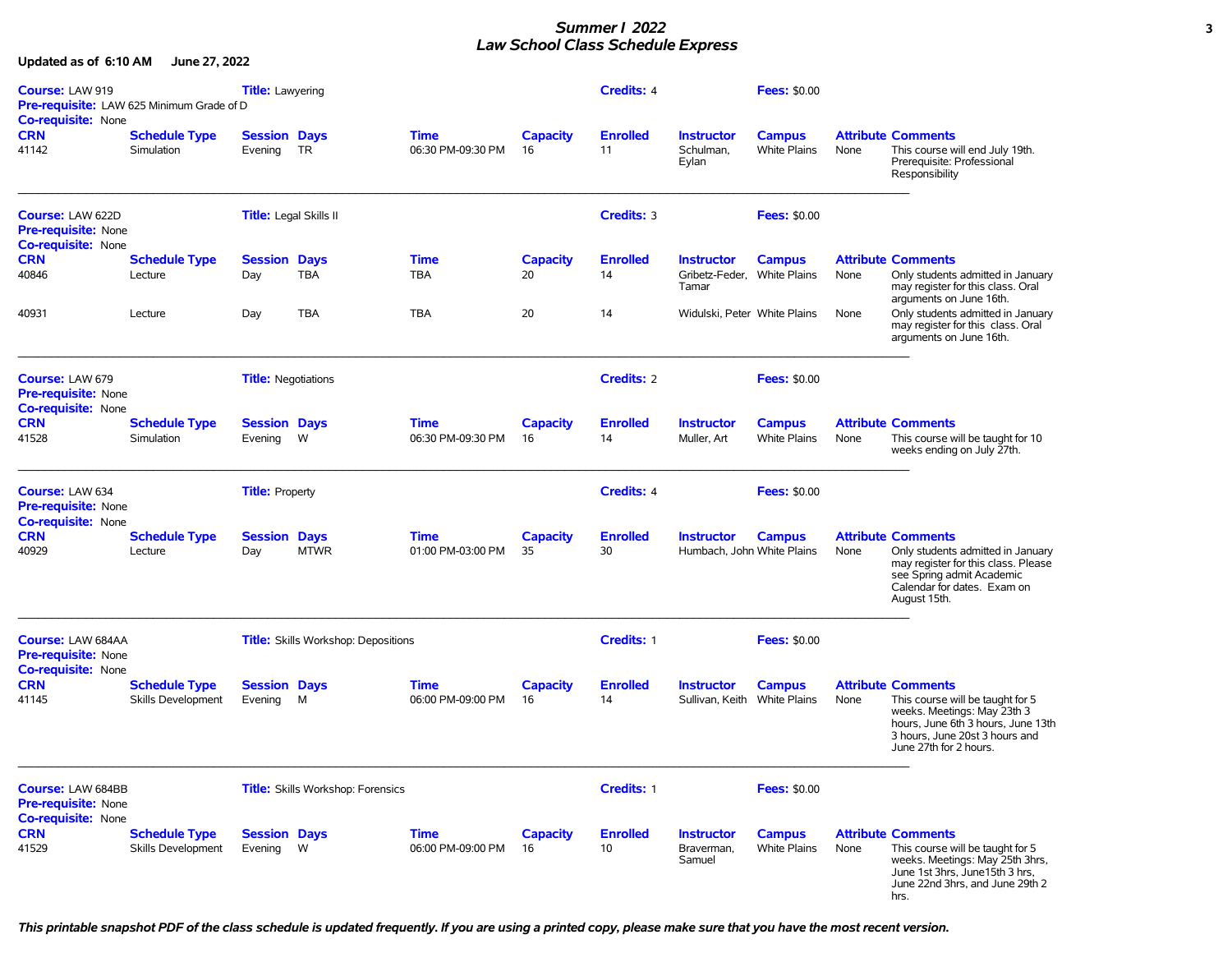# *Summer I 2022*
# *Law School Class Schedule Express*

**Updated as of 6:10 AM June 27, 2022**

**Course:** LAW 919 **Title:** Lawyering **Credits:** 4 **Fees:** $0.00
**Pre-requisite:** LAW 625 Minimum Grade of D
**Co-requisite:** None

| CRN | Schedule Type | Session | Days | Time | Capacity | Enrolled | Instructor | Campus | Attribute | Comments |
|---|---|---|---|---|---|---|---|---|---|---|
| 41142 | Simulation | Evening | TR | 06:30 PM-09:30 PM | 16 | 11 | Schulman, Eylan | White Plains | None | This course will end July 19th. Prerequisite: Professional Responsibility |

---

**Course:** LAW 622D **Title:** Legal Skills II **Credits:** 3 **Fees:** $0.00
**Pre-requisite:** None
**Co-requisite:** None

| CRN | Schedule Type | Session | Days | Time | Capacity | Enrolled | Instructor | Campus | Attribute | Comments |
|---|---|---|---|---|---|---|---|---|---|---|
| 40846 | Lecture | Day | TBA | TBA | 20 | 14 | Gribetz-Feder, Tamar | White Plains | None | Only students admitted in January may register for this class. Oral arguments on June 16th. |
| 40931 | Lecture | Day | TBA | TBA | 20 | 14 | Widulski, Peter | White Plains | None | Only students admitted in January may register for this class. Oral arguments on June 16th. |

---

**Course:** LAW 679 **Title:** Negotiations **Credits:** 2 **Fees:** $0.00
**Pre-requisite:** None
**Co-requisite:** None

| CRN | Schedule Type | Session | Days | Time | Capacity | Enrolled | Instructor | Campus | Attribute | Comments |
|---|---|---|---|---|---|---|---|---|---|---|
| 41528 | Simulation | Evening | W | 06:30 PM-09:30 PM | 16 | 14 | Muller, Art | White Plains | None | This course will be taught for 10 weeks ending on July 27th. |

---

**Course:** LAW 634 **Title:** Property **Credits:** 4 **Fees:** $0.00
**Pre-requisite:** None
**Co-requisite:** None

| CRN | Schedule Type | Session | Days | Time | Capacity | Enrolled | Instructor | Campus | Attribute | Comments |
|---|---|---|---|---|---|---|---|---|---|---|
| 40929 | Lecture | Day | MTWR | 01:00 PM-03:00 PM | 35 | 30 | Humbach, John | White Plains | None | Only students admitted in January may register for this class. Please see Spring admit Academic Calendar for dates. Exam on August 15th. |

---

**Course:** LAW 684AA **Title:** Skills Workshop: Depositions **Credits:** 1 **Fees:** $0.00
**Pre-requisite:** None
**Co-requisite:** None

| CRN | Schedule Type | Session | Days | Time | Capacity | Enrolled | Instructor | Campus | Attribute | Comments |
|---|---|---|---|---|---|---|---|---|---|---|
| 41145 | Skills Development | Evening | M | 06:00 PM-09:00 PM | 16 | 14 | Sullivan, Keith | White Plains | None | This course will be taught for 5 weeks. Meetings: May 23th 3 hours, June 6th 3 hours, June 13th 3 hours, June 20st 3 hours and June 27th for 2 hours. |

---

**Course:** LAW 684BB **Title:** Skills Workshop: Forensics **Credits:** 1 **Fees:** $0.00
**Pre-requisite:** None
**Co-requisite:** None

| CRN | Schedule Type | Session | Days | Time | Capacity | Enrolled | Instructor | Campus | Attribute | Comments |
|---|---|---|---|---|---|---|---|---|---|---|
| 41529 | Skills Development | Evening | W | 06:00 PM-09:00 PM | 16 | 10 | Braverman, Samuel | White Plains | None | This course will be taught for 5 weeks. Meetings: May 25th 3hrs, June 1st 3hrs, June15th 3 hrs, June 22nd 3hrs, and June 29th 2 hrs. |

***This printable snapshot PDF of the class schedule is updated frequently. If you are using a printed copy, please make sure that you have the most recent version.***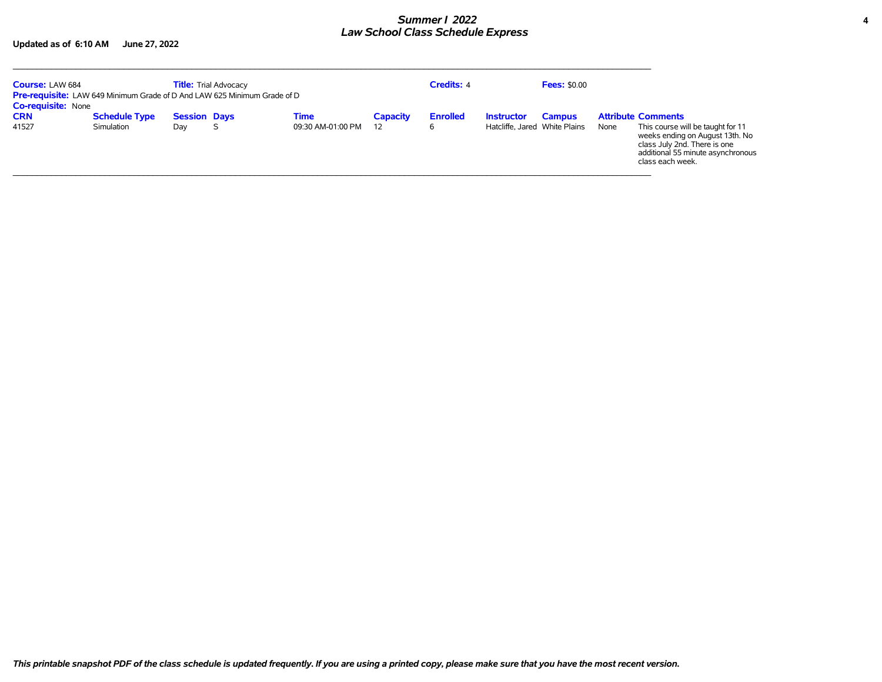# Summer I 2022
# Law School Class Schedule Express

**Updated as of 6:10 AM June 27, 2022**

**Course:** LAW 684 **Title:** Trial Advocacy **Credits:** 4 **Fees:** $0.00

**Pre-requisite:** LAW 649 Minimum Grade of D And LAW 625 Minimum Grade of D

**Co-requisite:** None

| CRN | Schedule Type | Session | Days | Time | Capacity | Enrolled | Instructor | Campus | Attribute | Comments |
|---|---|---|---|---|---|---|---|---|---|---|
| 41527 | Simulation | Day | S | 09:30 AM-01:00 PM | 12 | 6 | Hatcliffe, Jared | White Plains | None | This course will be taught for 11 weeks ending on August 13th. No class July 2nd. There is one additional 55 minute asynchronous class each week. |

*This printable snapshot PDF of the class schedule is updated frequently. If you are using a printed copy, please make sure that you have the most recent version.*